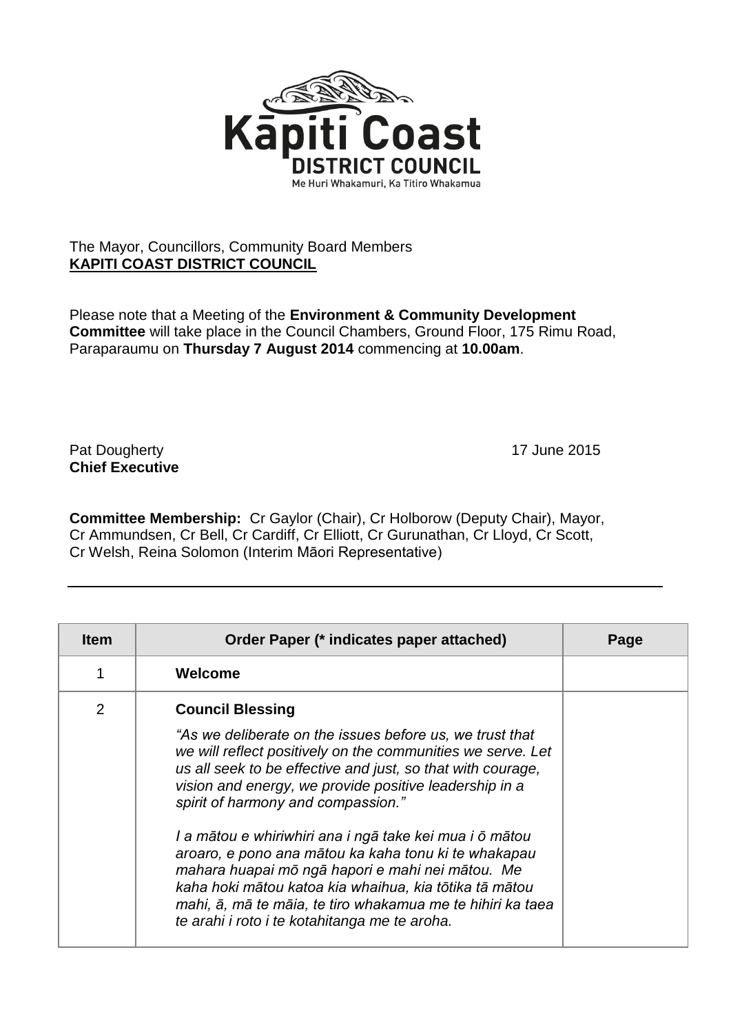Kāpiti Coast
DISTRICT COUNCIL
Me Huri Whakamuri, Ka Titiro Whakamua

The Mayor, Councillors, Community Board Members
**KAPITI COAST DISTRICT COUNCIL**

Please note that a Meeting of the **Environment & Community Development Committee** will take place in the Council Chambers, Ground Floor, 175 Rimu Road, Paraparaumu on **Thursday 7 August 2014** commencing at **10.00am**.

Pat Dougherty
**Chief Executive**

17 June 2015

**Committee Membership:** Cr Gaylor (Chair), Cr Holborow (Deputy Chair), Mayor, Cr Ammundsen, Cr Bell, Cr Cardiff, Cr Elliott, Cr Gurunathan, Cr Lloyd, Cr Scott, Cr Welsh, Reina Solomon (Interim Māori Representative)

| Item | Order Paper (* indicates paper attached) | Page |
|---|---|---|
| 1 | **Welcome** | |
| 2 | **Council Blessing**<br><br>*"As we deliberate on the issues before us, we trust that we will reflect positively on the communities we serve. Let us all seek to be effective and just, so that with courage, vision and energy, we provide positive leadership in a spirit of harmony and compassion."*<br><br>*I a mātou e whiriwhiri ana i ngā take kei mua i ō mātou aroaro, e pono ana mātou ka kaha tonu ki te whakapau mahara huapai mō ngā hapori e mahi nei mātou. Me kaha hoki mātou katoa kia whaihua, kia tōtika tā mātou mahi, ā, mā te māia, te tiro whakamua me te hihiri ka taea te arahi i roto i te kotahitanga me te aroha.* | |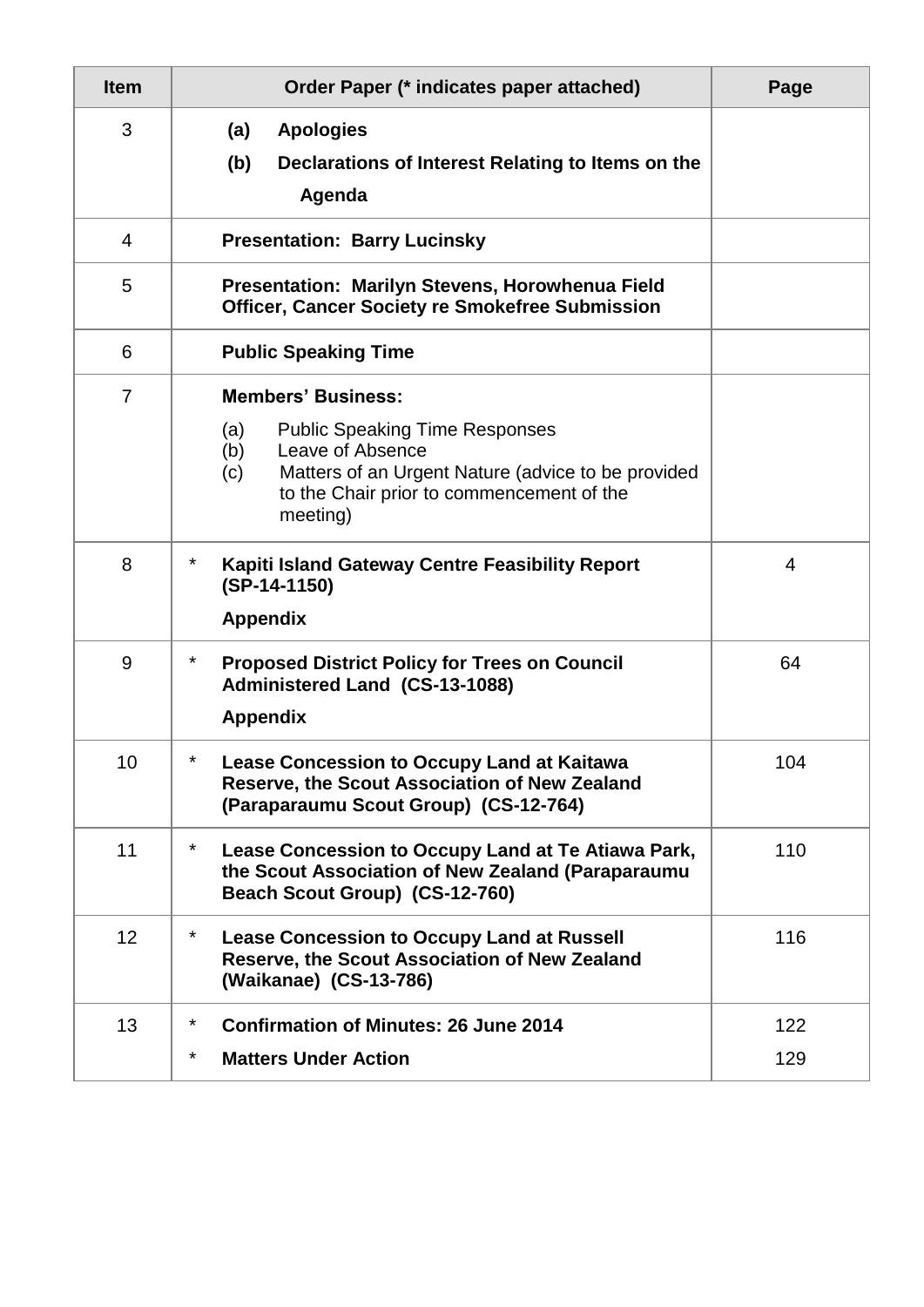| Item | Order Paper (* indicates paper attached) | Page |
|---|---|---|
| 3 | **(a) Apologies**<br>**(b) Declarations of Interest Relating to Items on the Agenda** | |
| 4 | **Presentation: Barry Lucinsky** | |
| 5 | **Presentation: Marilyn Stevens, Horowhenua Field Officer, Cancer Society re Smokefree Submission** | |
| 6 | **Public Speaking Time** | |
| 7 | **Members' Business:**<br>(a) Public Speaking Time Responses<br>(b) Leave of Absence<br>(c) Matters of an Urgent Nature (advice to be provided to the Chair prior to commencement of the meeting) | |
| 8 | * **Kapiti Island Gateway Centre Feasibility Report (SP-14-1150)**<br>**Appendix** | 4 |
| 9 | * **Proposed District Policy for Trees on Council Administered Land (CS-13-1088)**<br>**Appendix** | 64 |
| 10 | * **Lease Concession to Occupy Land at Kaitawa Reserve, the Scout Association of New Zealand (Paraparaumu Scout Group) (CS-12-764)** | 104 |
| 11 | * **Lease Concession to Occupy Land at Te Atiawa Park, the Scout Association of New Zealand (Paraparaumu Beach Scout Group) (CS-12-760)** | 110 |
| 12 | * **Lease Concession to Occupy Land at Russell Reserve, the Scout Association of New Zealand (Waikanae) (CS-13-786)** | 116 |
| 13 | * **Confirmation of Minutes: 26 June 2014**<br>* **Matters Under Action** | 122<br>129 |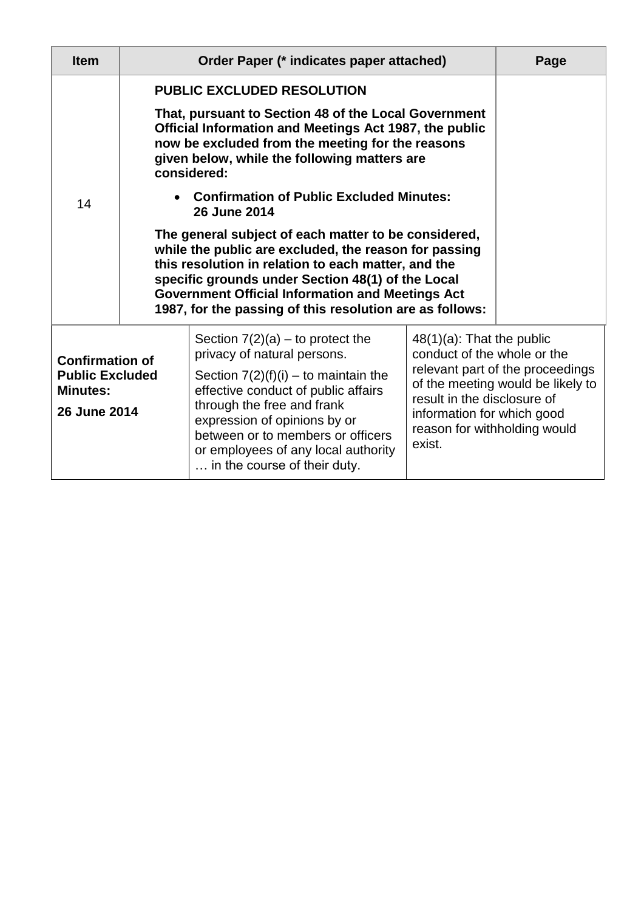| Item | Order Paper (* indicates paper attached) | Page |
|---|---|---|
| 14 | **PUBLIC EXCLUDED RESOLUTION**<br><br>**That, pursuant to Section 48 of the Local Government Official Information and Meetings Act 1987, the public now be excluded from the meeting for the reasons given below, while the following matters are considered:**<br><br>• **Confirmation of Public Excluded Minutes: 26 June 2014**<br><br>**The general subject of each matter to be considered, while the public are excluded, the reason for passing this resolution in relation to each matter, and the specific grounds under Section 48(1) of the Local Government Official Information and Meetings Act 1987, for the passing of this resolution are as follows:** | |

| | | |
|---|---|---|
| **Confirmation of Public Excluded Minutes:**<br><br>**26 June 2014** | Section 7(2)(a) – to protect the privacy of natural persons.<br><br>Section 7(2)(f)(i) – to maintain the effective conduct of public affairs through the free and frank expression of opinions by or between or to members or officers or employees of any local authority … in the course of their duty. | 48(1)(a): That the public conduct of the whole or the relevant part of the proceedings of the meeting would be likely to result in the disclosure of information for which good reason for withholding would exist. |